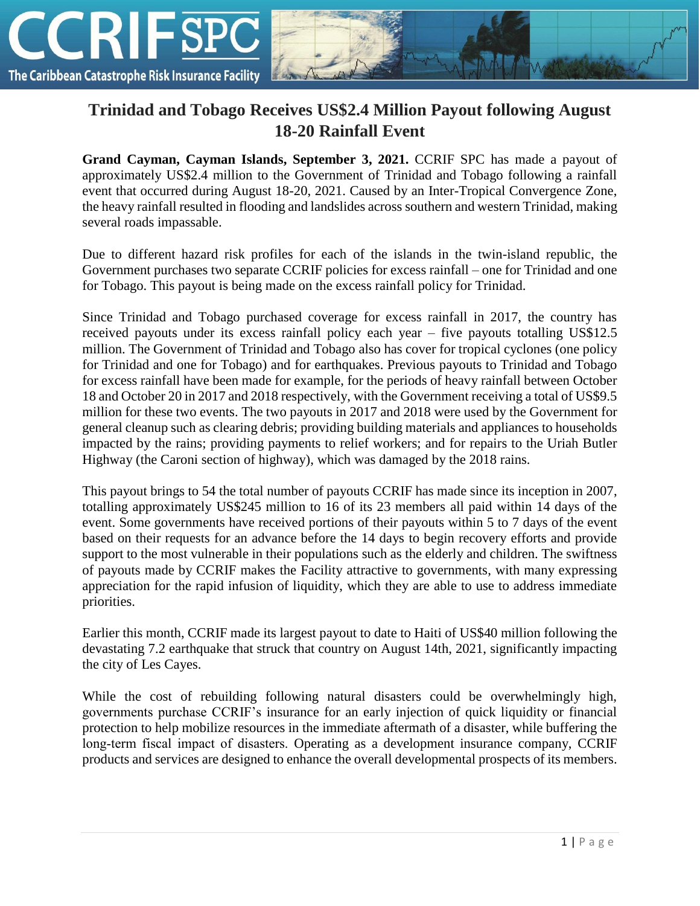# Trinidad and Tobago Receives US$2.4 Million Payout following August 18-20 Rainfall Event

**Grand Cayman, Cayman Islands, September 3, 2021.** CCRIF SPC has made a payout of approximately US$2.4 million to the Government of Trinidad and Tobago following a rainfall event that occurred during August 18-20, 2021. Caused by an Inter-Tropical Convergence Zone, the heavy rainfall resulted in flooding and landslides across southern and western Trinidad, making several roads impassable.

Due to different hazard risk profiles for each of the islands in the twin-island republic, the Government purchases two separate CCRIF policies for excess rainfall – one for Trinidad and one for Tobago. This payout is being made on the excess rainfall policy for Trinidad.

Since Trinidad and Tobago purchased coverage for excess rainfall in 2017, the country has received payouts under its excess rainfall policy each year – five payouts totalling US$12.5 million. The Government of Trinidad and Tobago also has cover for tropical cyclones (one policy for Trinidad and one for Tobago) and for earthquakes. Previous payouts to Trinidad and Tobago for excess rainfall have been made for example, for the periods of heavy rainfall between October 18 and October 20 in 2017 and 2018 respectively, with the Government receiving a total of US$9.5 million for these two events. The two payouts in 2017 and 2018 were used by the Government for general cleanup such as clearing debris; providing building materials and appliances to households impacted by the rains; providing payments to relief workers; and for repairs to the Uriah Butler Highway (the Caroni section of highway), which was damaged by the 2018 rains.

This payout brings to 54 the total number of payouts CCRIF has made since its inception in 2007, totalling approximately US$245 million to 16 of its 23 members all paid within 14 days of the event. Some governments have received portions of their payouts within 5 to 7 days of the event based on their requests for an advance before the 14 days to begin recovery efforts and provide support to the most vulnerable in their populations such as the elderly and children. The swiftness of payouts made by CCRIF makes the Facility attractive to governments, with many expressing appreciation for the rapid infusion of liquidity, which they are able to use to address immediate priorities.

Earlier this month, CCRIF made its largest payout to date to Haiti of US$40 million following the devastating 7.2 earthquake that struck that country on August 14th, 2021, significantly impacting the city of Les Cayes.

While the cost of rebuilding following natural disasters could be overwhelmingly high, governments purchase CCRIF's insurance for an early injection of quick liquidity or financial protection to help mobilize resources in the immediate aftermath of a disaster, while buffering the long-term fiscal impact of disasters. Operating as a development insurance company, CCRIF products and services are designed to enhance the overall developmental prospects of its members.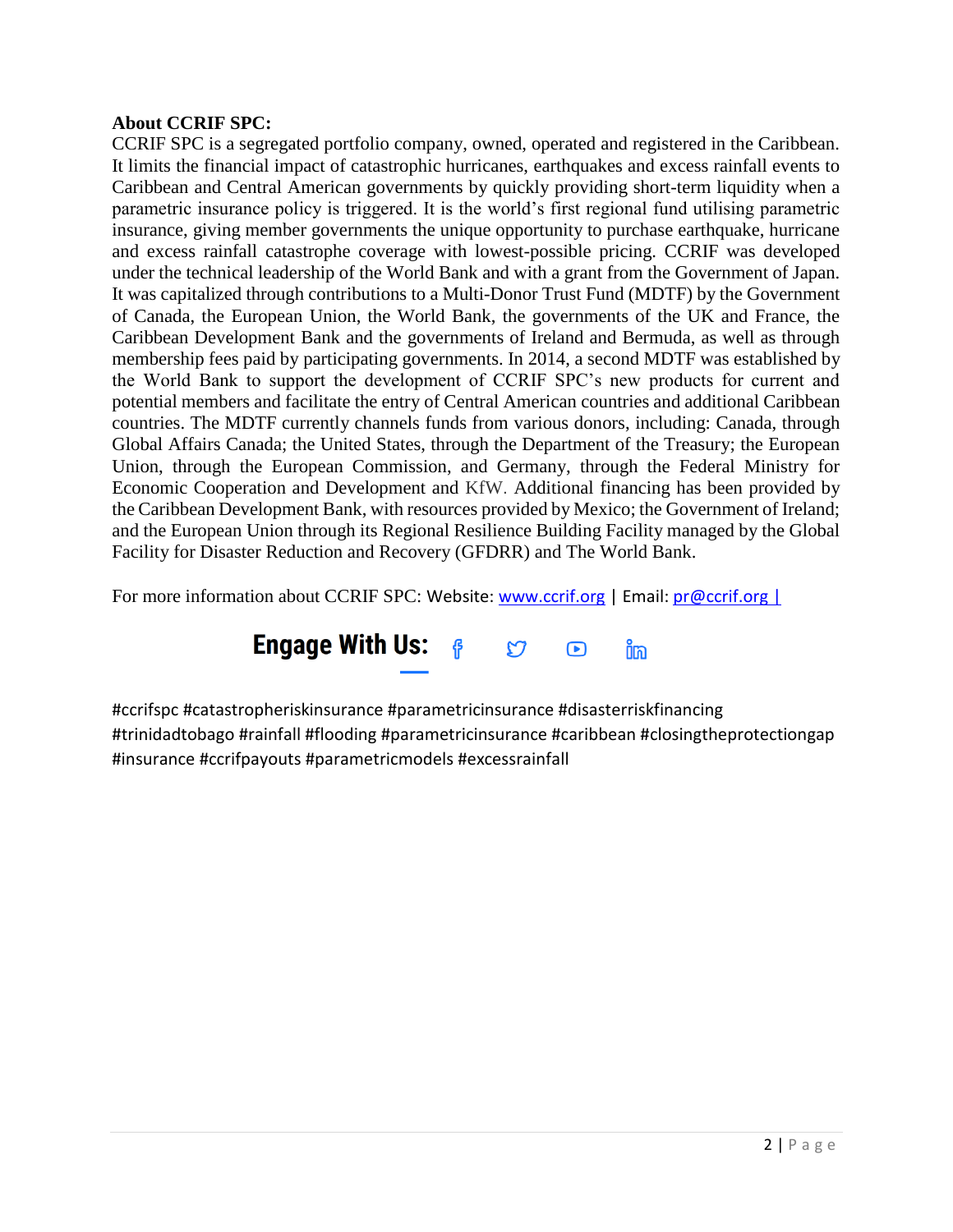**About CCRIF SPC:**

CCRIF SPC is a segregated portfolio company, owned, operated and registered in the Caribbean. It limits the financial impact of catastrophic hurricanes, earthquakes and excess rainfall events to Caribbean and Central American governments by quickly providing short-term liquidity when a parametric insurance policy is triggered. It is the world's first regional fund utilising parametric insurance, giving member governments the unique opportunity to purchase earthquake, hurricane and excess rainfall catastrophe coverage with lowest-possible pricing. CCRIF was developed under the technical leadership of the World Bank and with a grant from the Government of Japan. It was capitalized through contributions to a Multi-Donor Trust Fund (MDTF) by the Government of Canada, the European Union, the World Bank, the governments of the UK and France, the Caribbean Development Bank and the governments of Ireland and Bermuda, as well as through membership fees paid by participating governments. In 2014, a second MDTF was established by the World Bank to support the development of CCRIF SPC's new products for current and potential members and facilitate the entry of Central American countries and additional Caribbean countries. The MDTF currently channels funds from various donors, including: Canada, through Global Affairs Canada; the United States, through the Department of the Treasury; the European Union, through the European Commission, and Germany, through the Federal Ministry for Economic Cooperation and Development and KfW. Additional financing has been provided by the Caribbean Development Bank, with resources provided by Mexico; the Government of Ireland; and the European Union through its Regional Resilience Building Facility managed by the Global Facility for Disaster Reduction and Recovery (GFDRR) and The World Bank.

For more information about CCRIF SPC: Website: [www.ccrif.org](http://www.ccrif.org) | Email: [pr@ccrif.org](mailto:pr@ccrif.org) |

**Engage With Us:**

#ccrifspc #catastropheriskinsurance #parametricinsurance #disasterriskfinancing #trinidadtobago #rainfall #flooding #parametricinsurance #caribbean #closingtheprotectiongap #insurance #ccrifpayouts #parametricmodels #excessrainfall